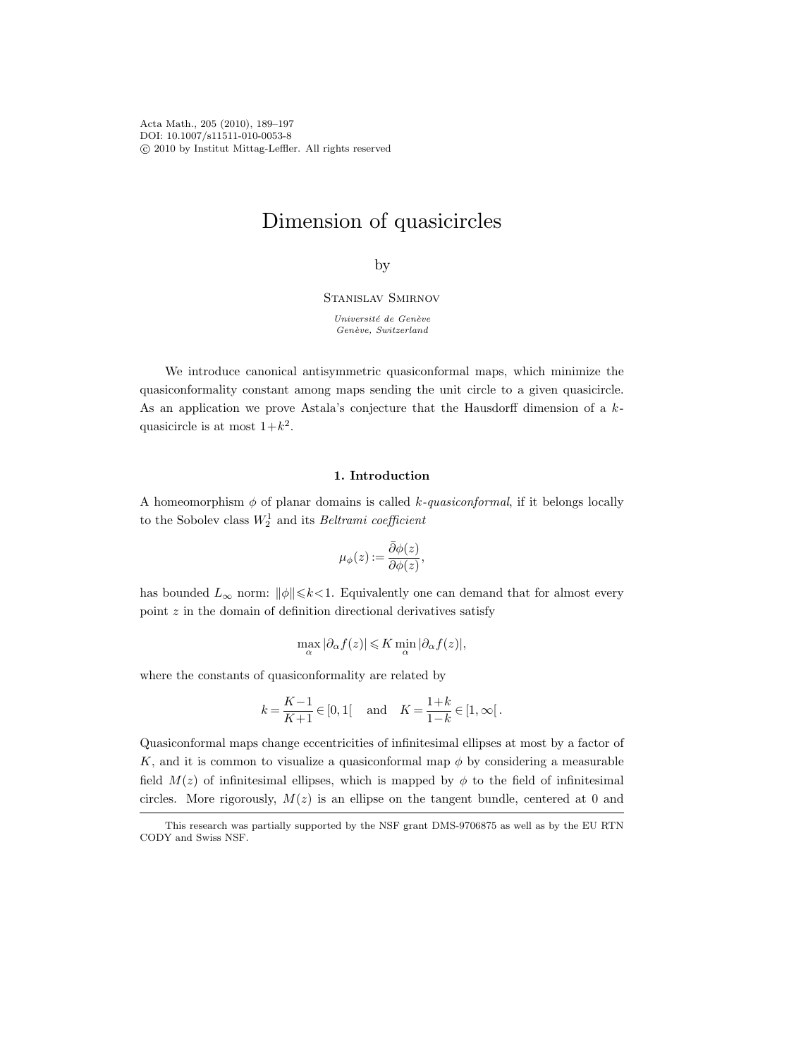# Dimension of quasicircles

by

Stanislav Smirnov

*Université de Genève*
*Genève, Switzerland*

We introduce canonical antisymmetric quasiconformal maps, which minimize the quasiconformality constant among maps sending the unit circle to a given quasicircle. As an application we prove Astala's conjecture that the Hausdorff dimension of a $k$-quasicircle is at most $1+k^2$.

## 1. Introduction

A homeomorphism $\phi$ of planar domains is called *$k$-quasiconformal*, if it belongs locally to the Sobolev class $W_2^1$ and its *Beltrami coefficient*

$$\mu_\phi(z) := \frac{\bar{\partial}\phi(z)}{\partial\phi(z)},$$

has bounded $L_\infty$ norm: $\|\phi\| \leqslant k < 1$. Equivalently one can demand that for almost every point $z$ in the domain of definition directional derivatives satisfy

$$\max_\alpha |\partial_\alpha f(z)| \leqslant K \min_\alpha |\partial_\alpha f(z)|,$$

where the constants of quasiconformality are related by

$$k = \frac{K-1}{K+1} \in [0,1[ \quad \text{and} \quad K = \frac{1+k}{1-k} \in [1,\infty[\,.$$

Quasiconformal maps change eccentricities of infinitesimal ellipses at most by a factor of $K$, and it is common to visualize a quasiconformal map $\phi$ by considering a measurable field $M(z)$ of infinitesimal ellipses, which is mapped by $\phi$ to the field of infinitesimal circles. More rigorously, $M(z)$ is an ellipse on the tangent bundle, centered at 0 and

This research was partially supported by the NSF grant DMS-9706875 as well as by the EU RTN CODY and Swiss NSF.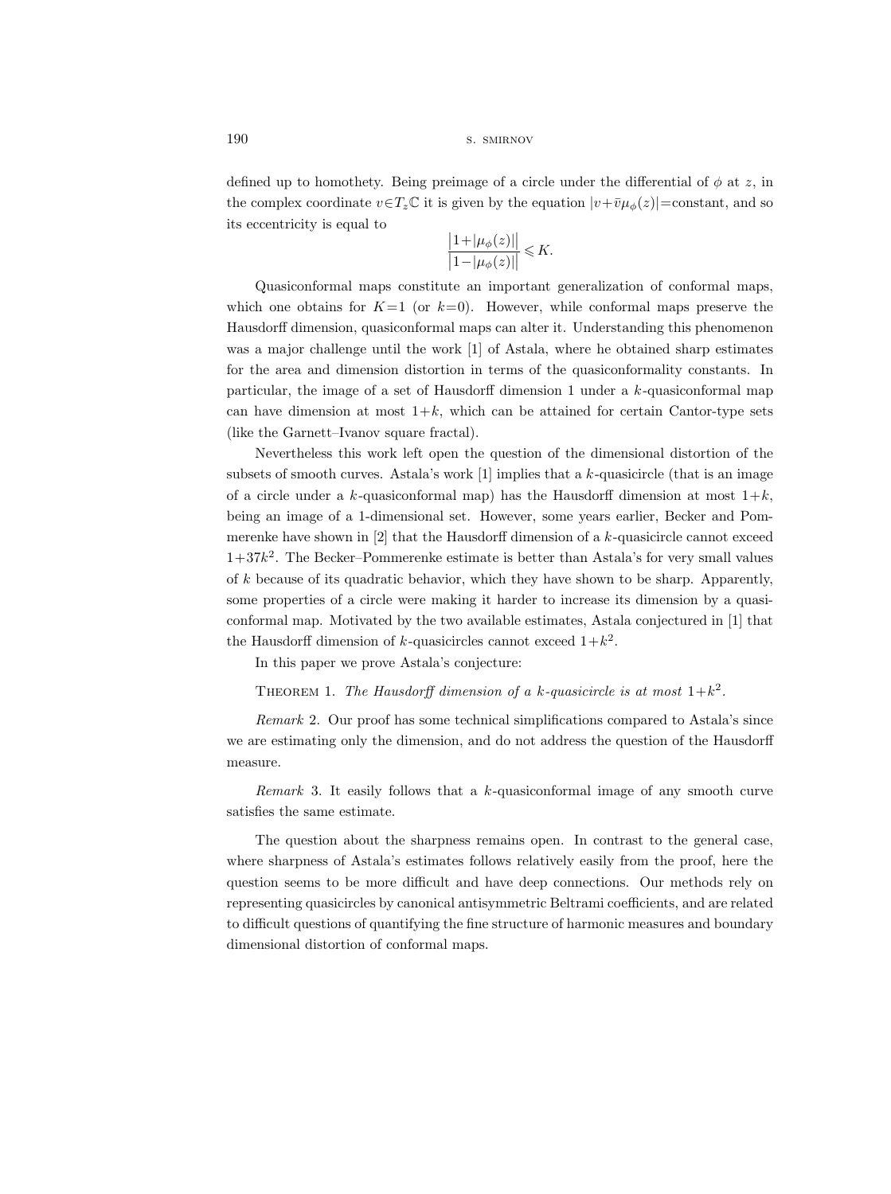defined up to homothety. Being preimage of a circle under the differential of $\phi$ at $z$, in the complex coordinate $v \in T_z\mathbb{C}$ it is given by the equation $|v+\bar{v}\mu_\phi(z)|=$constant, and so its eccentricity is equal to

$$\frac{\big|1+|\mu_\phi(z)|\big|}{\big|1-|\mu_\phi(z)|\big|} \leqslant K.$$

Quasiconformal maps constitute an important generalization of conformal maps, which one obtains for $K=1$ (or $k=0$). However, while conformal maps preserve the Hausdorff dimension, quasiconformal maps can alter it. Understanding this phenomenon was a major challenge until the work [1] of Astala, where he obtained sharp estimates for the area and dimension distortion in terms of the quasiconformality constants. In particular, the image of a set of Hausdorff dimension 1 under a $k$-quasiconformal map can have dimension at most $1+k$, which can be attained for certain Cantor-type sets (like the Garnett–Ivanov square fractal).

Nevertheless this work left open the question of the dimensional distortion of the subsets of smooth curves. Astala's work [1] implies that a $k$-quasicircle (that is an image of a circle under a $k$-quasiconformal map) has the Hausdorff dimension at most $1+k$, being an image of a 1-dimensional set. However, some years earlier, Becker and Pommerenke have shown in [2] that the Hausdorff dimension of a $k$-quasicircle cannot exceed $1+37k^2$. The Becker–Pommerenke estimate is better than Astala's for very small values of $k$ because of its quadratic behavior, which they have shown to be sharp. Apparently, some properties of a circle were making it harder to increase its dimension by a quasiconformal map. Motivated by the two available estimates, Astala conjectured in [1] that the Hausdorff dimension of $k$-quasicircles cannot exceed $1+k^2$.

In this paper we prove Astala's conjecture:

THEOREM 1. *The Hausdorff dimension of a $k$-quasicircle is at most $1+k^2$.*

*Remark* 2. Our proof has some technical simplifications compared to Astala's since we are estimating only the dimension, and do not address the question of the Hausdorff measure.

*Remark* 3. It easily follows that a $k$-quasiconformal image of any smooth curve satisfies the same estimate.

The question about the sharpness remains open. In contrast to the general case, where sharpness of Astala's estimates follows relatively easily from the proof, here the question seems to be more difficult and have deep connections. Our methods rely on representing quasicircles by canonical antisymmetric Beltrami coefficients, and are related to difficult questions of quantifying the fine structure of harmonic measures and boundary dimensional distortion of conformal maps.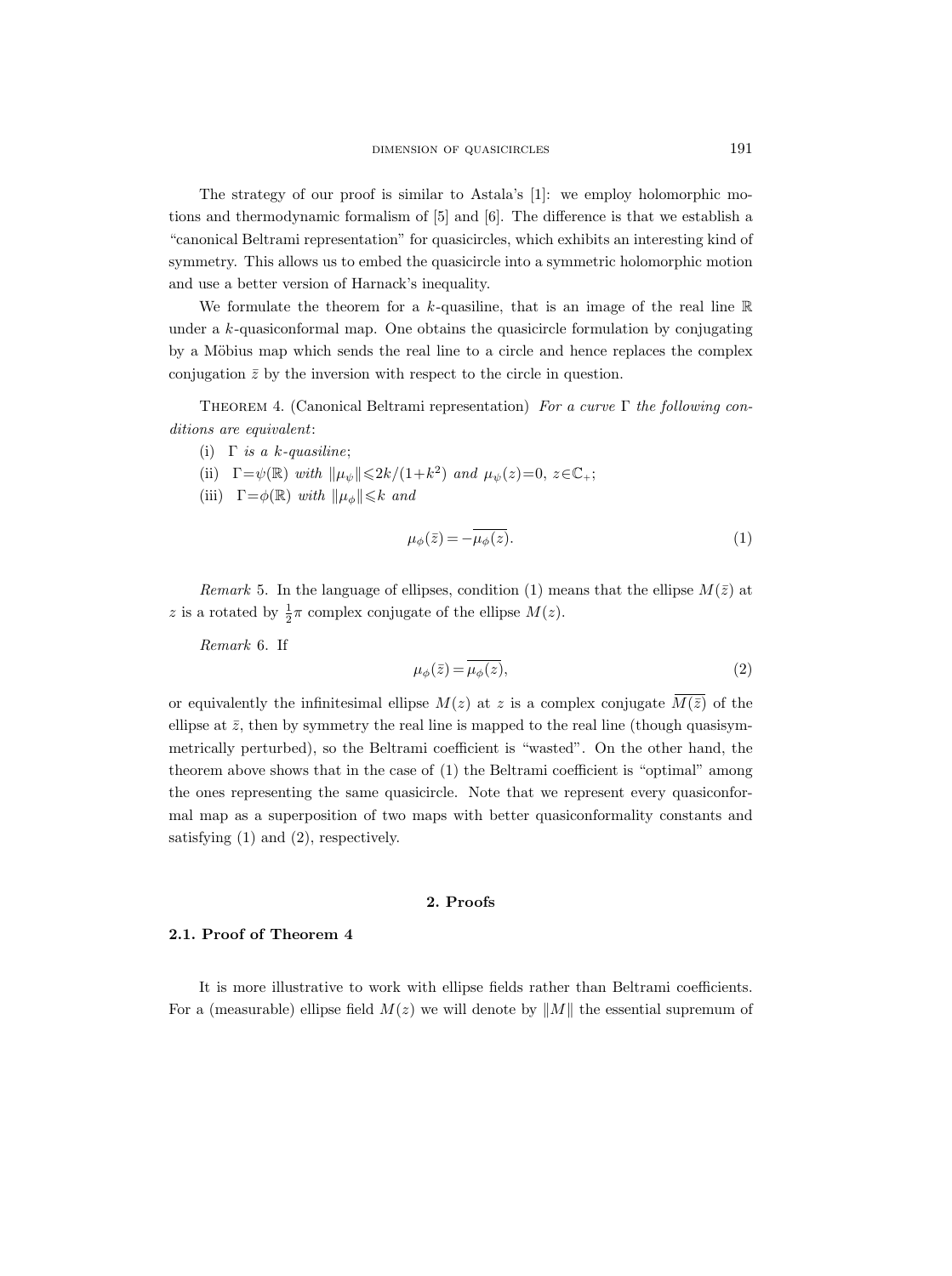The strategy of our proof is similar to Astala's [1]: we employ holomorphic motions and thermodynamic formalism of [5] and [6]. The difference is that we establish a "canonical Beltrami representation" for quasicircles, which exhibits an interesting kind of symmetry. This allows us to embed the quasicircle into a symmetric holomorphic motion and use a better version of Harnack's inequality.

We formulate the theorem for a $k$-quasiline, that is an image of the real line $\mathbb{R}$ under a $k$-quasiconformal map. One obtains the quasicircle formulation by conjugating by a Möbius map which sends the real line to a circle and hence replaces the complex conjugation $\bar{z}$ by the inversion with respect to the circle in question.

THEOREM 4. (Canonical Beltrami representation) *For a curve* $\Gamma$ *the following conditions are equivalent*:

(i) $\Gamma$ *is a* $k$*-quasiline*;

(ii) $\Gamma=\psi(\mathbb{R})$ *with* $\|\mu_\psi\|\leqslant 2k/(1+k^2)$ *and* $\mu_\psi(z)=0$, $z\in\mathbb{C}_+$;

(iii) $\Gamma=\phi(\mathbb{R})$ *with* $\|\mu_\phi\|\leqslant k$ *and*

$$\mu_\phi(\bar{z}) = -\overline{\mu_\phi(z)}. \tag{1}$$

*Remark* 5. In the language of ellipses, condition (1) means that the ellipse $M(\bar{z})$ at $z$ is a rotated by $\frac{1}{2}\pi$ complex conjugate of the ellipse $M(z)$.

*Remark* 6. If

$$\mu_\phi(\bar{z}) = \overline{\mu_\phi(z)}, \tag{2}$$

or equivalently the infinitesimal ellipse $M(z)$ at $z$ is a complex conjugate $\overline{M(\bar{z})}$ of the ellipse at $\bar{z}$, then by symmetry the real line is mapped to the real line (though quasisymmetrically perturbed), so the Beltrami coefficient is "wasted". On the other hand, the theorem above shows that in the case of (1) the Beltrami coefficient is "optimal" among the ones representing the same quasicircle. Note that we represent every quasiconformal map as a superposition of two maps with better quasiconformality constants and satisfying (1) and (2), respectively.

## 2. Proofs

### 2.1. Proof of Theorem 4

It is more illustrative to work with ellipse fields rather than Beltrami coefficients. For a (measurable) ellipse field $M(z)$ we will denote by $\|M\|$ the essential supremum of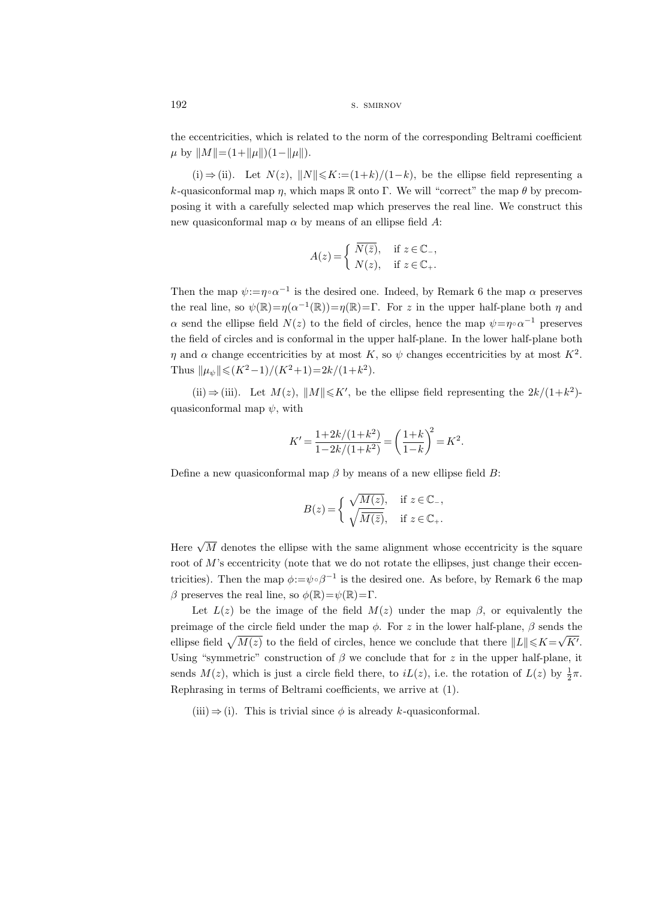the eccentricities, which is related to the norm of the corresponding Beltrami coefficient $\mu$ by $\|M\|=(1+\|\mu\|)(1-\|\mu\|)$.

(i) $\Rightarrow$ (ii). Let $N(z)$, $\|N\|\leqslant K:=(1+k)/(1-k)$, be the ellipse field representing a $k$-quasiconformal map $\eta$, which maps $\mathbb{R}$ onto $\Gamma$. We will "correct" the map $\theta$ by precomposing it with a carefully selected map which preserves the real line. We construct this new quasiconformal map $\alpha$ by means of an ellipse field $A$:

$$A(z)=\begin{cases} \overline{N(\bar{z})}, & \text{if } z\in\mathbb{C}_-,\\ N(z), & \text{if } z\in\mathbb{C}_+.\end{cases}$$

Then the map $\psi:=\eta\circ\alpha^{-1}$ is the desired one. Indeed, by Remark 6 the map $\alpha$ preserves the real line, so $\psi(\mathbb{R})=\eta(\alpha^{-1}(\mathbb{R}))=\eta(\mathbb{R})=\Gamma$. For $z$ in the upper half-plane both $\eta$ and $\alpha$ send the ellipse field $N(z)$ to the field of circles, hence the map $\psi=\eta\circ\alpha^{-1}$ preserves the field of circles and is conformal in the upper half-plane. In the lower half-plane both $\eta$ and $\alpha$ change eccentricities by at most $K$, so $\psi$ changes eccentricities by at most $K^2$. Thus $\|\mu_\psi\|\leqslant(K^2-1)/(K^2+1)=2k/(1+k^2)$.

(ii) $\Rightarrow$ (iii). Let $M(z)$, $\|M\|\leqslant K'$, be the ellipse field representing the $2k/(1+k^2)$-quasiconformal map $\psi$, with

$$K'=\frac{1+2k/(1+k^2)}{1-2k/(1+k^2)}=\left(\frac{1+k}{1-k}\right)^2=K^2.$$

Define a new quasiconformal map $\beta$ by means of a new ellipse field $B$:

$$B(z)=\begin{cases} \sqrt{M(z)}, & \text{if } z\in\mathbb{C}_-,\\ \sqrt{\overline{M(\bar{z})}}, & \text{if } z\in\mathbb{C}_+.\end{cases}$$

Here $\sqrt{M}$ denotes the ellipse with the same alignment whose eccentricity is the square root of $M$'s eccentricity (note that we do not rotate the ellipses, just change their eccentricities). Then the map $\phi:=\psi\circ\beta^{-1}$ is the desired one. As before, by Remark 6 the map $\beta$ preserves the real line, so $\phi(\mathbb{R})=\psi(\mathbb{R})=\Gamma$.

Let $L(z)$ be the image of the field $M(z)$ under the map $\beta$, or equivalently the preimage of the circle field under the map $\phi$. For $z$ in the lower half-plane, $\beta$ sends the ellipse field $\sqrt{M(z)}$ to the field of circles, hence we conclude that there $\|L\|\leqslant K=\sqrt{K'}$. Using "symmetric" construction of $\beta$ we conclude that for $z$ in the upper half-plane, it sends $M(z)$, which is just a circle field there, to $iL(z)$, i.e. the rotation of $L(z)$ by $\frac{1}{2}\pi$. Rephrasing in terms of Beltrami coefficients, we arrive at (1).

(iii) $\Rightarrow$ (i). This is trivial since $\phi$ is already $k$-quasiconformal.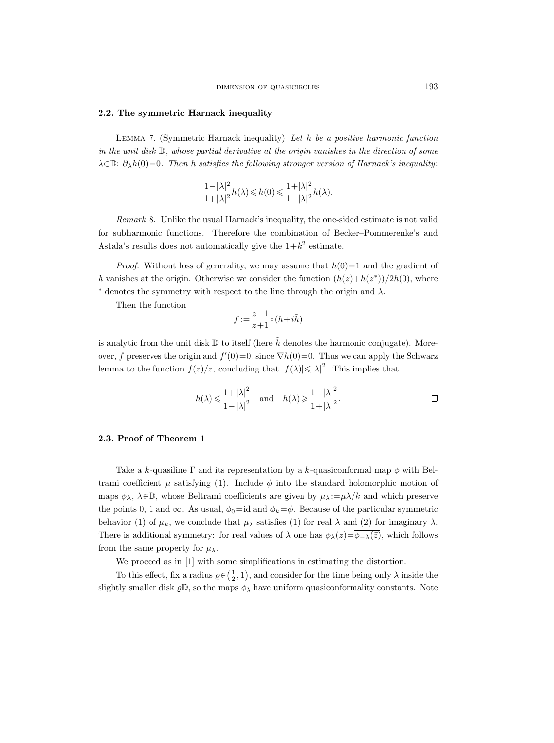### 2.2. The symmetric Harnack inequality

Lemma 7. (Symmetric Harnack inequality) *Let $h$ be a positive harmonic function in the unit disk $\mathbb{D}$, whose partial derivative at the origin vanishes in the direction of some $\lambda\in\mathbb{D}$: $\partial_\lambda h(0)=0$. Then $h$ satisfies the following stronger version of Harnack's inequality*:

$$\frac{1-|\lambda|^2}{1+|\lambda|^2}h(\lambda)\leqslant h(0)\leqslant\frac{1+|\lambda|^2}{1-|\lambda|^2}h(\lambda).$$

*Remark* 8. Unlike the usual Harnack's inequality, the one-sided estimate is not valid for subharmonic functions. Therefore the combination of Becker–Pommerenke's and Astala's results does not automatically give the $1+k^2$ estimate.

*Proof.* Without loss of generality, we may assume that $h(0)=1$ and the gradient of $h$ vanishes at the origin. Otherwise we consider the function $(h(z)+h(z^*))/2h(0)$, where $^*$ denotes the symmetry with respect to the line through the origin and $\lambda$.

Then the function

$$f:=\frac{z-1}{z+1}\circ(h+i\tilde{h})$$

is analytic from the unit disk $\mathbb{D}$ to itself (here $\tilde{h}$ denotes the harmonic conjugate). Moreover, $f$ preserves the origin and $f'(0)=0$, since $\nabla h(0)=0$. Thus we can apply the Schwarz lemma to the function $f(z)/z$, concluding that $|f(\lambda)|\leqslant|\lambda|^2$. This implies that

$$h(\lambda)\leqslant\frac{1+|\lambda|^2}{1-|\lambda|^2}\quad\text{and}\quad h(\lambda)\geqslant\frac{1-|\lambda|^2}{1+|\lambda|^2}. \qquad \square$$

### 2.3. Proof of Theorem 1

Take a $k$-quasiline $\Gamma$ and its representation by a $k$-quasiconformal map $\phi$ with Beltrami coefficient $\mu$ satisfying (1). Include $\phi$ into the standard holomorphic motion of maps $\phi_\lambda$, $\lambda\in\mathbb{D}$, whose Beltrami coefficients are given by $\mu_\lambda:=\mu\lambda/k$ and which preserve the points 0, 1 and $\infty$. As usual, $\phi_0=\mathrm{id}$ and $\phi_k=\phi$. Because of the particular symmetric behavior (1) of $\mu_k$, we conclude that $\mu_\lambda$ satisfies (1) for real $\lambda$ and (2) for imaginary $\lambda$. There is additional symmetry: for real values of $\lambda$ one has $\phi_\lambda(z)=\overline{\phi_{-\lambda}(\bar{z})}$, which follows from the same property for $\mu_\lambda$.

We proceed as in [1] with some simplifications in estimating the distortion.

To this effect, fix a radius $\varrho\in\left(\frac{1}{2},1\right)$, and consider for the time being only $\lambda$ inside the slightly smaller disk $\varrho\mathbb{D}$, so the maps $\phi_\lambda$ have uniform quasiconformality constants. Note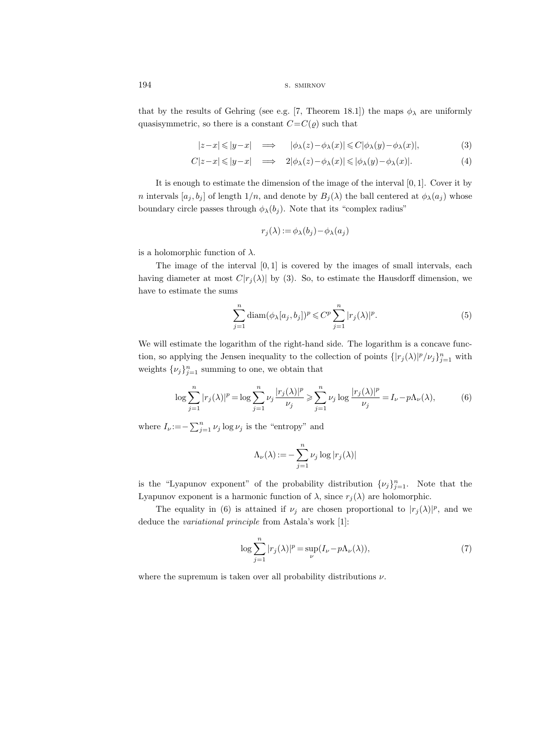that by the results of Gehring (see e.g. [7, Theorem 18.1]) the maps $\phi_\lambda$ are uniformly quasisymmetric, so there is a constant $C=C(\varrho)$ such that

$$|z-x| \leqslant |y-x| \quad \Longrightarrow \quad |\phi_\lambda(z)-\phi_\lambda(x)| \leqslant C|\phi_\lambda(y)-\phi_\lambda(x)|, \tag{3}$$

$$C|z-x| \leqslant |y-x| \quad \Longrightarrow \quad 2|\phi_\lambda(z)-\phi_\lambda(x)| \leqslant |\phi_\lambda(y)-\phi_\lambda(x)|. \tag{4}$$

It is enough to estimate the dimension of the image of the interval $[0,1]$. Cover it by $n$ intervals $[a_j, b_j]$ of length $1/n$, and denote by $B_j(\lambda)$ the ball centered at $\phi_\lambda(a_j)$ whose boundary circle passes through $\phi_\lambda(b_j)$. Note that its "complex radius"

$$r_j(\lambda) := \phi_\lambda(b_j) - \phi_\lambda(a_j)$$

is a holomorphic function of $\lambda$.

The image of the interval $[0,1]$ is covered by the images of small intervals, each having diameter at most $C|r_j(\lambda)|$ by (3). So, to estimate the Hausdorff dimension, we have to estimate the sums

$$\sum_{j=1}^{n} \operatorname{diam}(\phi_\lambda[a_j, b_j])^p \leqslant C^p \sum_{j=1}^{n} |r_j(\lambda)|^p. \tag{5}$$

We will estimate the logarithm of the right-hand side. The logarithm is a concave function, so applying the Jensen inequality to the collection of points $\{|r_j(\lambda)|^p/\nu_j\}_{j=1}^n$ with weights $\{\nu_j\}_{j=1}^n$ summing to one, we obtain that

$$\log \sum_{j=1}^{n} |r_j(\lambda)|^p = \log \sum_{j=1}^{n} \nu_j \frac{|r_j(\lambda)|^p}{\nu_j} \geqslant \sum_{j=1}^{n} \nu_j \log \frac{|r_j(\lambda)|^p}{\nu_j} = I_\nu - p\Lambda_\nu(\lambda), \tag{6}$$

where $I_\nu := -\sum_{j=1}^{n} \nu_j \log \nu_j$ is the "entropy" and

$$\Lambda_\nu(\lambda) := -\sum_{j=1}^{n} \nu_j \log |r_j(\lambda)|$$

is the "Lyapunov exponent" of the probability distribution $\{\nu_j\}_{j=1}^n$. Note that the Lyapunov exponent is a harmonic function of $\lambda$, since $r_j(\lambda)$ are holomorphic.

The equality in (6) is attained if $\nu_j$ are chosen proportional to $|r_j(\lambda)|^p$, and we deduce the *variational principle* from Astala's work [1]:

$$\log \sum_{j=1}^{n} |r_j(\lambda)|^p = \sup_\nu (I_\nu - p\Lambda_\nu(\lambda)), \tag{7}$$

where the supremum is taken over all probability distributions $\nu$.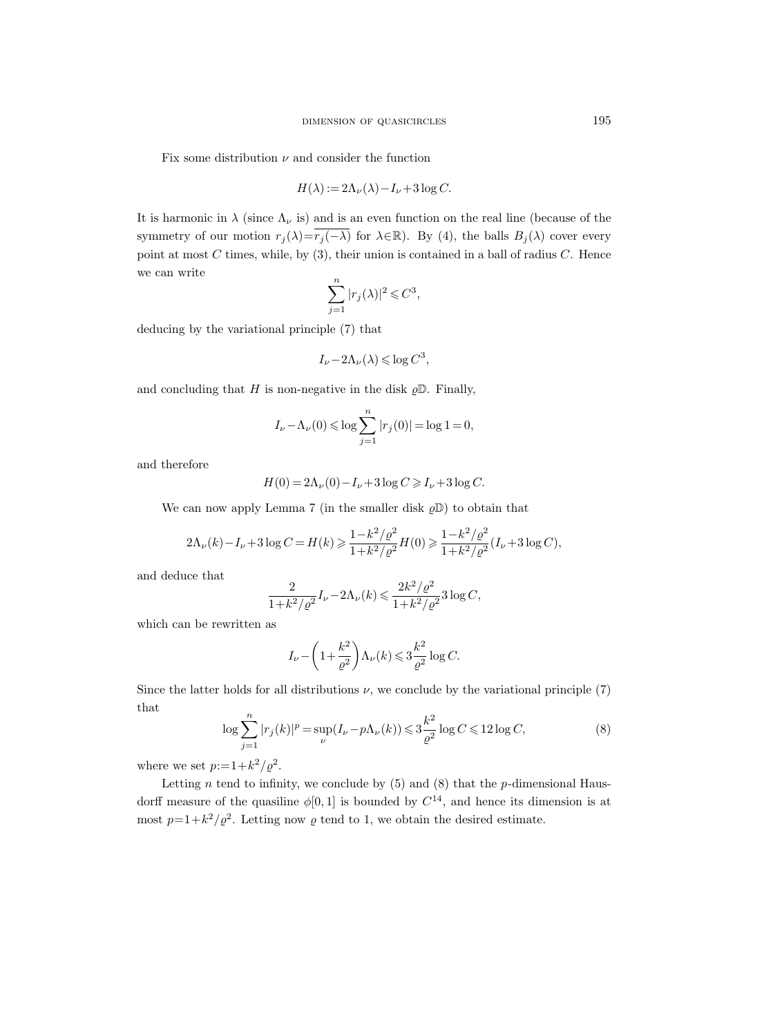Fix some distribution $\nu$ and consider the function

$$H(\lambda) := 2\Lambda_\nu(\lambda) - I_\nu + 3\log C.$$

It is harmonic in $\lambda$ (since $\Lambda_\nu$ is) and is an even function on the real line (because of the symmetry of our motion $r_j(\lambda) = \overline{r_j(-\lambda)}$ for $\lambda \in \mathbb{R}$). By (4), the balls $B_j(\lambda)$ cover every point at most $C$ times, while, by (3), their union is contained in a ball of radius $C$. Hence we can write

$$\sum_{j=1}^{n} |r_j(\lambda)|^2 \leqslant C^3,$$

deducing by the variational principle (7) that

$$I_\nu - 2\Lambda_\nu(\lambda) \leqslant \log C^3,$$

and concluding that $H$ is non-negative in the disk $\varrho\mathbb{D}$. Finally,

$$I_\nu - \Lambda_\nu(0) \leqslant \log \sum_{j=1}^{n} |r_j(0)| = \log 1 = 0,$$

and therefore

$$H(0) = 2\Lambda_\nu(0) - I_\nu + 3\log C \geqslant I_\nu + 3\log C.$$

We can now apply Lemma 7 (in the smaller disk $\varrho\mathbb{D}$) to obtain that

$$2\Lambda_\nu(k) - I_\nu + 3\log C = H(k) \geqslant \frac{1-k^2/\varrho^2}{1+k^2/\varrho^2} H(0) \geqslant \frac{1-k^2/\varrho^2}{1+k^2/\varrho^2}(I_\nu + 3\log C),$$

and deduce that

$$\frac{2}{1+k^2/\varrho^2} I_\nu - 2\Lambda_\nu(k) \leqslant \frac{2k^2/\varrho^2}{1+k^2/\varrho^2} 3\log C,$$

which can be rewritten as

$$I_\nu - \left(1 + \frac{k^2}{\varrho^2}\right)\Lambda_\nu(k) \leqslant 3\frac{k^2}{\varrho^2}\log C.$$

Since the latter holds for all distributions $\nu$, we conclude by the variational principle (7) that

$$\log \sum_{j=1}^{n} |r_j(k)|^p = \sup_\nu (I_\nu - p\Lambda_\nu(k)) \leqslant 3\frac{k^2}{\varrho^2}\log C \leqslant 12\log C, \tag{8}$$

where we set $p := 1 + k^2/\varrho^2$.

Letting $n$ tend to infinity, we conclude by (5) and (8) that the $p$-dimensional Hausdorff measure of the quasiline $\phi[0,1]$ is bounded by $C^{14}$, and hence its dimension is at most $p = 1 + k^2/\varrho^2$. Letting now $\varrho$ tend to 1, we obtain the desired estimate.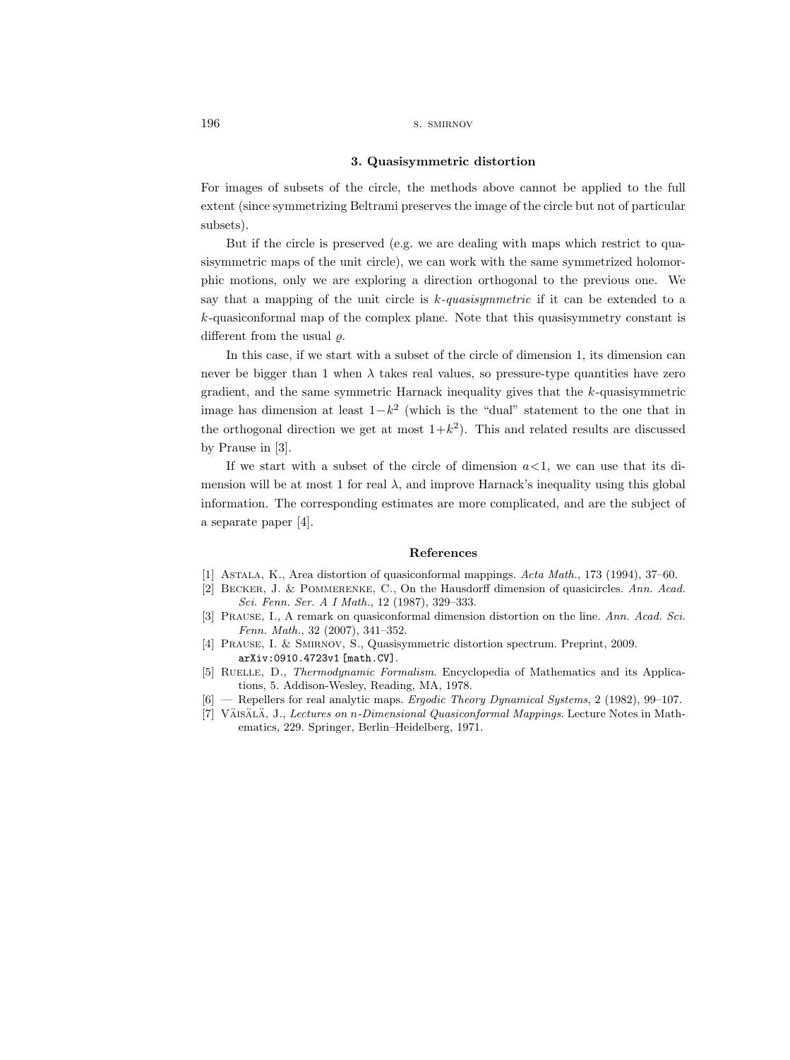## 3. Quasisymmetric distortion

For images of subsets of the circle, the methods above cannot be applied to the full extent (since symmetrizing Beltrami preserves the image of the circle but not of particular subsets).

But if the circle is preserved (e.g. we are dealing with maps which restrict to quasisymmetric maps of the unit circle), we can work with the same symmetrized holomorphic motions, only we are exploring a direction orthogonal to the previous one. We say that a mapping of the unit circle is *$k$-quasisymmetric* if it can be extended to a $k$-quasiconformal map of the complex plane. Note that this quasisymmetry constant is different from the usual $\varrho$.

In this case, if we start with a subset of the circle of dimension 1, its dimension can never be bigger than 1 when $\lambda$ takes real values, so pressure-type quantities have zero gradient, and the same symmetric Harnack inequality gives that the $k$-quasisymmetric image has dimension at least $1-k^2$ (which is the "dual" statement to the one that in the orthogonal direction we get at most $1+k^2$). This and related results are discussed by Prause in [3].

If we start with a subset of the circle of dimension $a<1$, we can use that its dimension will be at most 1 for real $\lambda$, and improve Harnack's inequality using this global information. The corresponding estimates are more complicated, and are the subject of a separate paper [4].

## References

[1] Astala, K., Area distortion of quasiconformal mappings. *Acta Math.*, 173 (1994), 37–60.

[2] Becker, J. & Pommerenke, C., On the Hausdorff dimension of quasicircles. *Ann. Acad. Sci. Fenn. Ser. A I Math.*, 12 (1987), 329–333.

[3] Prause, I., A remark on quasiconformal dimension distortion on the line. *Ann. Acad. Sci. Fenn. Math.*, 32 (2007), 341–352.

[4] Prause, I. & Smirnov, S., Quasisymmetric distortion spectrum. Preprint, 2009. `arXiv:0910.4723v1 [math.CV]`.

[5] Ruelle, D., *Thermodynamic Formalism*. Encyclopedia of Mathematics and its Applications, 5. Addison-Wesley, Reading, MA, 1978.

[6] — Repellers for real analytic maps. *Ergodic Theory Dynamical Systems*, 2 (1982), 99–107.

[7] Väisälä, J., *Lectures on n-Dimensional Quasiconformal Mappings*. Lecture Notes in Mathematics, 229. Springer, Berlin–Heidelberg, 1971.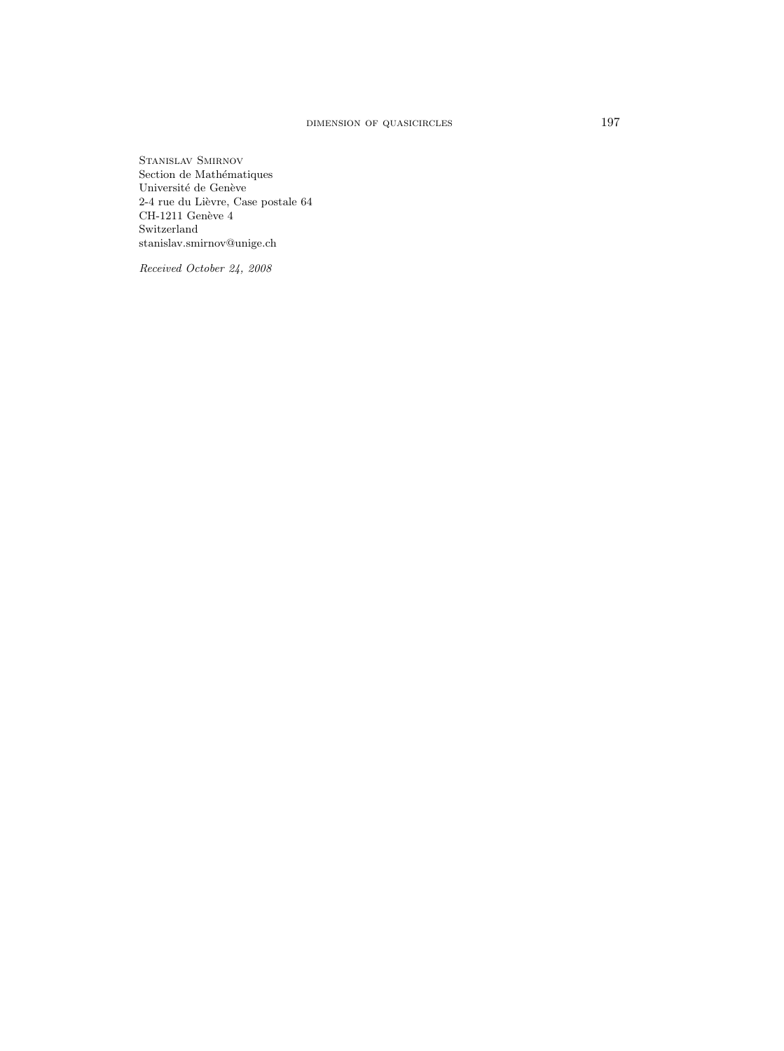Stanislav Smirnov
Section de Mathématiques
Université de Genève
2-4 rue du Lièvre, Case postale 64
CH-1211 Genève 4
Switzerland
stanislav.smirnov@unige.ch

*Received October 24, 2008*